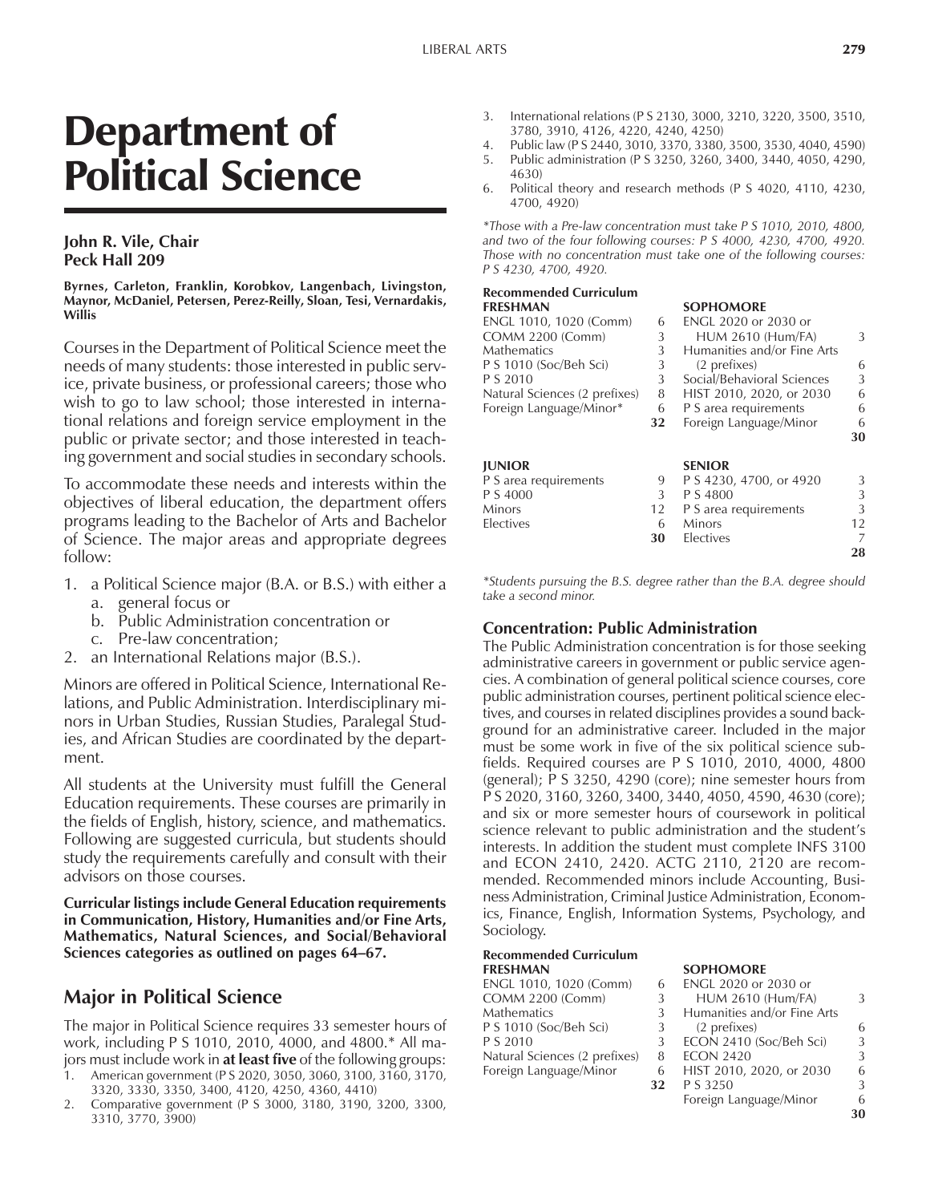# Department of Political Science

**John R. Vile, Chair**
**Peck Hall 209**

**Byrnes, Carleton, Franklin, Korobkov, Langenbach, Livingston, Maynor, McDaniel, Petersen, Perez-Reilly, Sloan, Tesi, Vernardakis, Willis**

Courses in the Department of Political Science meet the needs of many students: those interested in public service, private business, or professional careers; those who wish to go to law school; those interested in international relations and foreign service employment in the public or private sector; and those interested in teaching government and social studies in secondary schools.

To accommodate these needs and interests within the objectives of liberal education, the department offers programs leading to the Bachelor of Arts and Bachelor of Science. The major areas and appropriate degrees follow:

1. a Political Science major (B.A. or B.S.) with either a
   a. general focus or
   b. Public Administration concentration or
   c. Pre-law concentration;
2. an International Relations major (B.S.).

Minors are offered in Political Science, International Relations, and Public Administration. Interdisciplinary minors in Urban Studies, Russian Studies, Paralegal Studies, and African Studies are coordinated by the department.

All students at the University must fulfill the General Education requirements. These courses are primarily in the fields of English, history, science, and mathematics. Following are suggested curricula, but students should study the requirements carefully and consult with their advisors on those courses.

**Curricular listings include General Education requirements in Communication, History, Humanities and/or Fine Arts, Mathematics, Natural Sciences, and Social/Behavioral Sciences categories as outlined on pages 64–67.**

## Major in Political Science

The major in Political Science requires 33 semester hours of work, including P S 1010, 2010, 4000, and 4800.* All majors must include work in **at least five** of the following groups:

1. American government (P S 2020, 3050, 3060, 3100, 3160, 3170, 3320, 3330, 3350, 3400, 4120, 4250, 4360, 4410)
2. Comparative government (P S 3000, 3180, 3190, 3200, 3300, 3310, 3770, 3900)
3. International relations (P S 2130, 3000, 3210, 3220, 3500, 3510, 3780, 3910, 4126, 4220, 4240, 4250)
4. Public law (P S 2440, 3010, 3370, 3380, 3500, 3530, 4040, 4590)
5. Public administration (P S 3250, 3260, 3400, 3440, 4050, 4290, 4630)
6. Political theory and research methods (P S 4020, 4110, 4230, 4700, 4920)

*\*Those with a Pre-law concentration must take P S 1010, 2010, 4800, and two of the four following courses: P S 4000, 4230, 4700, 4920. Those with no concentration must take one of the following courses: P S 4230, 4700, 4920.*

**Recommended Curriculum**

| FRESHMAN | | SOPHOMORE | |
|---|---|---|---|
| ENGL 1010, 1020 (Comm) | 6 | ENGL 2020 or 2030 or HUM 2610 (Hum/FA) | 3 |
| COMM 2200 (Comm) | 3 | Humanities and/or Fine Arts (2 prefixes) | 6 |
| Mathematics | 3 | Social/Behavioral Sciences | 3 |
| P S 1010 (Soc/Beh Sci) | 3 | HIST 2010, 2020, or 2030 | 6 |
| P S 2010 | 3 | P S area requirements | 6 |
| Natural Sciences (2 prefixes) | 8 | Foreign Language/Minor | 6 |
| Foreign Language/Minor* | 6 | | |
| | **32** | | **30** |

| JUNIOR | | SENIOR | |
|---|---|---|---|
| P S area requirements | 9 | P S 4230, 4700, or 4920 | 3 |
| P S 4000 | 3 | P S 4800 | 3 |
| Minors | 12 | P S area requirements | 3 |
| Electives | 6 | Minors | 12 |
| | **30** | Electives | 7 |
| | | | **28** |

*\*Students pursuing the B.S. degree rather than the B.A. degree should take a second minor.*

### Concentration: Public Administration

The Public Administration concentration is for those seeking administrative careers in government or public service agencies. A combination of general political science courses, core public administration courses, pertinent political science electives, and courses in related disciplines provides a sound background for an administrative career. Included in the major must be some work in five of the six political science subfields. Required courses are P S 1010, 2010, 4000, 4800 (general); P S 3250, 4290 (core); nine semester hours from P S 2020, 3160, 3260, 3400, 3440, 4050, 4590, 4630 (core); and six or more semester hours of coursework in political science relevant to public administration and the student's interests. In addition the student must complete INFS 3100 and ECON 2410, 2420. ACTG 2110, 2120 are recommended. Recommended minors include Accounting, Business Administration, Criminal Justice Administration, Economics, Finance, English, Information Systems, Psychology, and Sociology.

**Recommended Curriculum**

| FRESHMAN | | SOPHOMORE | |
|---|---|---|---|
| ENGL 1010, 1020 (Comm) | 6 | ENGL 2020 or 2030 or HUM 2610 (Hum/FA) | 3 |
| COMM 2200 (Comm) | 3 | Humanities and/or Fine Arts (2 prefixes) | 6 |
| Mathematics | 3 | ECON 2410 (Soc/Beh Sci) | 3 |
| P S 1010 (Soc/Beh Sci) | 3 | ECON 2420 | 3 |
| P S 2010 | 3 | HIST 2010, 2020, or 2030 | 6 |
| Natural Sciences (2 prefixes) | 8 | P S 3250 | 3 |
| Foreign Language/Minor | 6 | Foreign Language/Minor | 6 |
| | **32** | | **30** |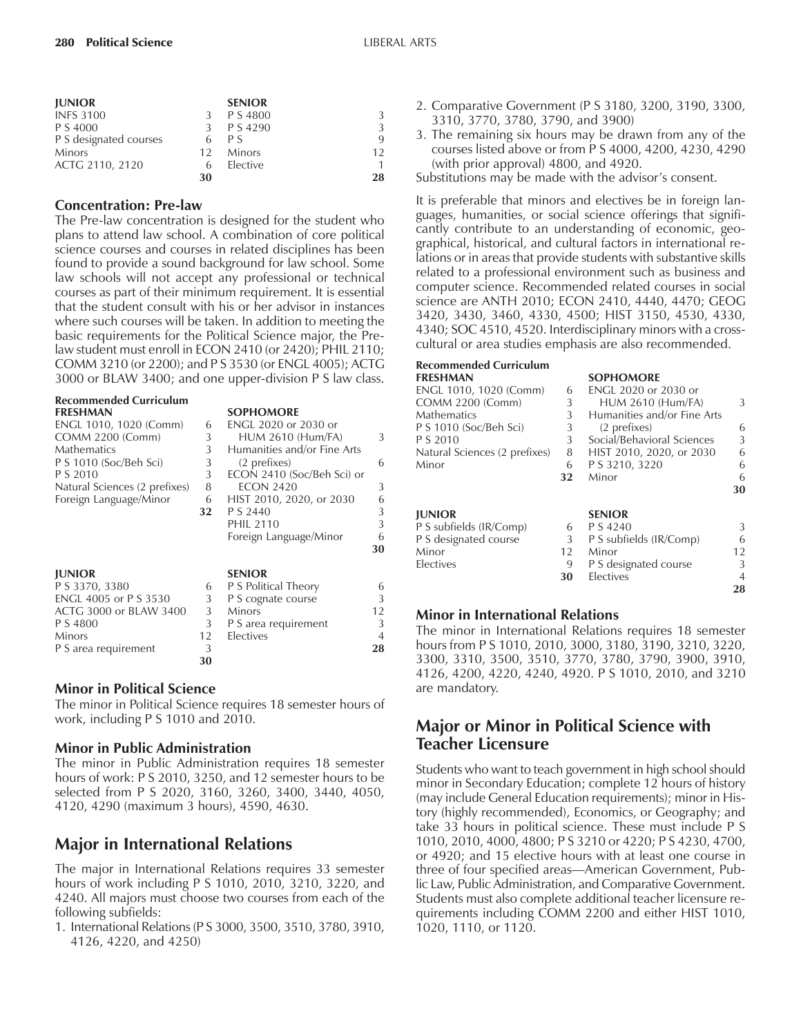| JUNIOR | | SENIOR | |
|---|---|---|---|
| INFS 3100 | 3 | P S 4800 | 3 |
| P S 4000 | 3 | P S 4290 | 3 |
| P S designated courses | 6 | P S | 9 |
| Minors | 12 | Minors | 12 |
| ACTG 2110, 2120 | 6 | Elective | 1 |
| | **30** | | **28** |

### Concentration: Pre-law

The Pre-law concentration is designed for the student who plans to attend law school. A combination of core political science courses and courses in related disciplines has been found to provide a sound background for law school. Some law schools will not accept any professional or technical courses as part of their minimum requirement. It is essential that the student consult with his or her advisor in instances where such courses will be taken. In addition to meeting the basic requirements for the Political Science major, the Pre-law student must enroll in ECON 2410 (or 2420); PHIL 2110; COMM 3210 (or 2200); and P S 3530 (or ENGL 4005); ACTG 3000 or BLAW 3400; and one upper-division P S law class.

**Recommended Curriculum**

| FRESHMAN | | SOPHOMORE | |
|---|---|---|---|
| ENGL 1010, 1020 (Comm) | 6 | ENGL 2020 or 2030 or HUM 2610 (Hum/FA) | 3 |
| COMM 2200 (Comm) | 3 | Humanities and/or Fine Arts (2 prefixes) | 6 |
| Mathematics | 3 | ECON 2410 (Soc/Beh Sci) or ECON 2420 | 3 |
| P S 1010 (Soc/Beh Sci) | 3 | HIST 2010, 2020, or 2030 | 6 |
| P S 2010 | 3 | P S 2440 | 3 |
| Natural Sciences (2 prefixes) | 8 | PHIL 2110 | 3 |
| Foreign Language/Minor | 6 | Foreign Language/Minor | 6 |
| | **32** | | **30** |

| JUNIOR | | SENIOR | |
|---|---|---|---|
| P S 3370, 3380 | 6 | P S Political Theory | 6 |
| ENGL 4005 or P S 3530 | 3 | P S cognate course | 3 |
| ACTG 3000 or BLAW 3400 | 3 | Minors | 12 |
| P S 4800 | 3 | P S area requirement | 3 |
| Minors | 12 | Electives | 4 |
| P S area requirement | 3 | | **28** |
| | **30** | | |

### Minor in Political Science

The minor in Political Science requires 18 semester hours of work, including P S 1010 and 2010.

### Minor in Public Administration

The minor in Public Administration requires 18 semester hours of work: P S 2010, 3250, and 12 semester hours to be selected from P S 2020, 3160, 3260, 3400, 3440, 4050, 4120, 4290 (maximum 3 hours), 4590, 4630.

## Major in International Relations

The major in International Relations requires 33 semester hours of work including P S 1010, 2010, 3210, 3220, and 4240. All majors must choose two courses from each of the following subfields:

1. International Relations (P S 3000, 3500, 3510, 3780, 3910, 4126, 4220, and 4250)
2. Comparative Government (P S 3180, 3200, 3190, 3300, 3310, 3770, 3780, 3790, and 3900)
3. The remaining six hours may be drawn from any of the courses listed above or from P S 4000, 4200, 4230, 4290 (with prior approval) 4800, and 4920.

Substitutions may be made with the advisor's consent.

It is preferable that minors and electives be in foreign languages, humanities, or social science offerings that significantly contribute to an understanding of economic, geographical, historical, and cultural factors in international relations or in areas that provide students with substantive skills related to a professional environment such as business and computer science. Recommended related courses in social science are ANTH 2010; ECON 2410, 4440, 4470; GEOG 3420, 3430, 3460, 4330, 4500; HIST 3150, 4530, 4330, 4340; SOC 4510, 4520. Interdisciplinary minors with a cross-cultural or area studies emphasis are also recommended.

**Recommended Curriculum**

| FRESHMAN | | SOPHOMORE | |
|---|---|---|---|
| ENGL 1010, 1020 (Comm) | 6 | ENGL 2020 or 2030 or HUM 2610 (Hum/FA) | 3 |
| COMM 2200 (Comm) | 3 | Humanities and/or Fine Arts (2 prefixes) | 6 |
| Mathematics | 3 | Social/Behavioral Sciences | 3 |
| P S 1010 (Soc/Beh Sci) | 3 | HIST 2010, 2020, or 2030 | 6 |
| P S 2010 | 3 | P S 3210, 3220 | 6 |
| Natural Sciences (2 prefixes) | 8 | Minor | 6 |
| Minor | 6 | | **30** |
| | **32** | | |

| JUNIOR | | SENIOR | |
|---|---|---|---|
| P S subfields (IR/Comp) | 6 | P S 4240 | 3 |
| P S designated course | 3 | P S subfields (IR/Comp) | 6 |
| Minor | 12 | Minor | 12 |
| Electives | 9 | P S designated course | 3 |
| | **30** | Electives | 4 |
| | | | **28** |

### Minor in International Relations

The minor in International Relations requires 18 semester hours from P S 1010, 2010, 3000, 3180, 3190, 3210, 3220, 3300, 3310, 3500, 3510, 3770, 3780, 3790, 3900, 3910, 4126, 4200, 4220, 4240, 4920. P S 1010, 2010, and 3210 are mandatory.

## Major or Minor in Political Science with Teacher Licensure

Students who want to teach government in high school should minor in Secondary Education; complete 12 hours of history (may include General Education requirements); minor in History (highly recommended), Economics, or Geography; and take 33 hours in political science. These must include P S 1010, 2010, 4000, 4800; P S 3210 or 4220; P S 4230, 4700, or 4920; and 15 elective hours with at least one course in three of four specified areas—American Government, Public Law, Public Administration, and Comparative Government. Students must also complete additional teacher licensure requirements including COMM 2200 and either HIST 1010, 1020, 1110, or 1120.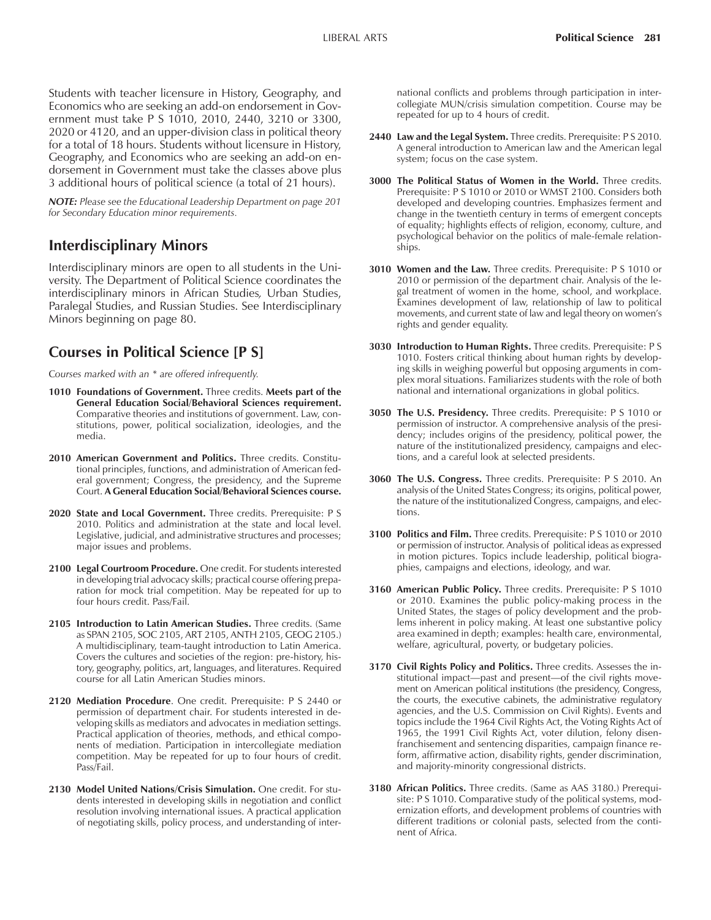Students with teacher licensure in History, Geography, and Economics who are seeking an add-on endorsement in Government must take P S 1010, 2010, 2440, 3210 or 3300, 2020 or 4120, and an upper-division class in political theory for a total of 18 hours. Students without licensure in History, Geography, and Economics who are seeking an add-on endorsement in Government must take the classes above plus 3 additional hours of political science (a total of 21 hours).

***NOTE:*** *Please see the Educational Leadership Department on page 201 for Secondary Education minor requirements.*

## Interdisciplinary Minors

Interdisciplinary minors are open to all students in the University. The Department of Political Science coordinates the interdisciplinary minors in African Studies, Urban Studies, Paralegal Studies, and Russian Studies. See Interdisciplinary Minors beginning on page 80.

## Courses in Political Science [P S]

*Courses marked with an * are offered infrequently.*

**1010 Foundations of Government.** Three credits. **Meets part of the General Education Social/Behavioral Sciences requirement.** Comparative theories and institutions of government. Law, constitutions, power, political socialization, ideologies, and the media.

**2010 American Government and Politics.** Three credits. Constitutional principles, functions, and administration of American federal government; Congress, the presidency, and the Supreme Court. **A General Education Social/Behavioral Sciences course.**

**2020 State and Local Government.** Three credits. Prerequisite: P S 2010. Politics and administration at the state and local level. Legislative, judicial, and administrative structures and processes; major issues and problems.

**2100 Legal Courtroom Procedure.** One credit. For students interested in developing trial advocacy skills; practical course offering preparation for mock trial competition. May be repeated for up to four hours credit. Pass/Fail.

**2105 Introduction to Latin American Studies.** Three credits. (Same as SPAN 2105, SOC 2105, ART 2105, ANTH 2105, GEOG 2105.) A multidisciplinary, team-taught introduction to Latin America. Covers the cultures and societies of the region: pre-history, history, geography, politics, art, languages, and literatures. Required course for all Latin American Studies minors.

**2120 Mediation Procedure**. One credit. Prerequisite: P S 2440 or permission of department chair. For students interested in developing skills as mediators and advocates in mediation settings. Practical application of theories, methods, and ethical components of mediation. Participation in intercollegiate mediation competition. May be repeated for up to four hours of credit. Pass/Fail.

**2130 Model United Nations/Crisis Simulation.** One credit. For students interested in developing skills in negotiation and conflict resolution involving international issues. A practical application of negotiating skills, policy process, and understanding of international conflicts and problems through participation in intercollegiate MUN/crisis simulation competition. Course may be repeated for up to 4 hours of credit.

**2440 Law and the Legal System.** Three credits. Prerequisite: P S 2010. A general introduction to American law and the American legal system; focus on the case system.

**3000 The Political Status of Women in the World.** Three credits. Prerequisite: P S 1010 or 2010 or WMST 2100. Considers both developed and developing countries. Emphasizes ferment and change in the twentieth century in terms of emergent concepts of equality; highlights effects of religion, economy, culture, and psychological behavior on the politics of male-female relationships.

**3010 Women and the Law.** Three credits. Prerequisite: P S 1010 or 2010 or permission of the department chair. Analysis of the legal treatment of women in the home, school, and workplace. Examines development of law, relationship of law to political movements, and current state of law and legal theory on women's rights and gender equality.

**3030 Introduction to Human Rights.** Three credits. Prerequisite: P S 1010. Fosters critical thinking about human rights by developing skills in weighing powerful but opposing arguments in complex moral situations. Familiarizes students with the role of both national and international organizations in global politics.

**3050 The U.S. Presidency.** Three credits. Prerequisite: P S 1010 or permission of instructor. A comprehensive analysis of the presidency; includes origins of the presidency, political power, the nature of the institutionalized presidency, campaigns and elections, and a careful look at selected presidents.

**3060 The U.S. Congress.** Three credits. Prerequisite: P S 2010. An analysis of the United States Congress; its origins, political power, the nature of the institutionalized Congress, campaigns, and elections.

**3100 Politics and Film.** Three credits. Prerequisite: P S 1010 or 2010 or permission of instructor. Analysis of political ideas as expressed in motion pictures. Topics include leadership, political biographies, campaigns and elections, ideology, and war.

**3160 American Public Policy.** Three credits. Prerequisite: P S 1010 or 2010. Examines the public policy-making process in the United States, the stages of policy development and the problems inherent in policy making. At least one substantive policy area examined in depth; examples: health care, environmental, welfare, agricultural, poverty, or budgetary policies.

**3170 Civil Rights Policy and Politics.** Three credits. Assesses the institutional impact—past and present—of the civil rights movement on American political institutions (the presidency, Congress, the courts, the executive cabinets, the administrative regulatory agencies, and the U.S. Commission on Civil Rights). Events and topics include the 1964 Civil Rights Act, the Voting Rights Act of 1965, the 1991 Civil Rights Act, voter dilution, felony disenfranchisement and sentencing disparities, campaign finance reform, affirmative action, disability rights, gender discrimination, and majority-minority congressional districts.

**3180 African Politics.** Three credits. (Same as AAS 3180.) Prerequisite: P S 1010. Comparative study of the political systems, modernization efforts, and development problems of countries with different traditions or colonial pasts, selected from the continent of Africa.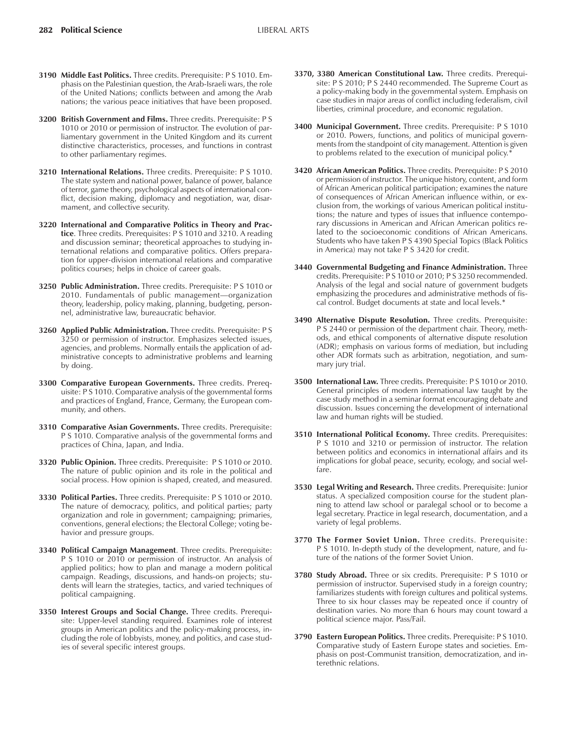**3190 Middle East Politics.** Three credits. Prerequisite: P S 1010. Emphasis on the Palestinian question, the Arab-Israeli wars, the role of the United Nations; conflicts between and among the Arab nations; the various peace initiatives that have been proposed.

**3200 British Government and Films.** Three credits. Prerequisite: P S 1010 or 2010 or permission of instructor. The evolution of parliamentary government in the United Kingdom and its current distinctive characteristics, processes, and functions in contrast to other parliamentary regimes.

**3210 International Relations.** Three credits. Prerequisite: P S 1010. The state system and national power, balance of power, balance of terror, game theory, psychological aspects of international conflict, decision making, diplomacy and negotiation, war, disarmament, and collective security.

**3220 International and Comparative Politics in Theory and Practice**. Three credits. Prerequisites: P S 1010 and 3210. A reading and discussion seminar; theoretical approaches to studying international relations and comparative politics. Offers preparation for upper-division international relations and comparative politics courses; helps in choice of career goals.

**3250 Public Administration.** Three credits. Prerequisite: P S 1010 or 2010. Fundamentals of public management—organization theory, leadership, policy making, planning, budgeting, personnel, administrative law, bureaucratic behavior.

**3260 Applied Public Administration.** Three credits. Prerequisite: P S 3250 or permission of instructor. Emphasizes selected issues, agencies, and problems. Normally entails the application of administrative concepts to administrative problems and learning by doing.

**3300 Comparative European Governments.** Three credits. Prerequisite: P S 1010. Comparative analysis of the governmental forms and practices of England, France, Germany, the European community, and others.

**3310 Comparative Asian Governments.** Three credits. Prerequisite: P S 1010. Comparative analysis of the governmental forms and practices of China, Japan, and India.

**3320 Public Opinion.** Three credits. Prerequisite: P S 1010 or 2010. The nature of public opinion and its role in the political and social process. How opinion is shaped, created, and measured.

**3330 Political Parties.** Three credits. Prerequisite: P S 1010 or 2010. The nature of democracy, politics, and political parties; party organization and role in government; campaigning; primaries, conventions, general elections; the Electoral College; voting behavior and pressure groups.

**3340 Political Campaign Management**. Three credits. Prerequisite: P S 1010 or 2010 or permission of instructor. An analysis of applied politics; how to plan and manage a modern political campaign. Readings, discussions, and hands-on projects; students will learn the strategies, tactics, and varied techniques of political campaigning.

**3350 Interest Groups and Social Change.** Three credits. Prerequisite: Upper-level standing required. Examines role of interest groups in American politics and the policy-making process, including the role of lobbyists, money, and politics, and case studies of several specific interest groups.

**3370, 3380 American Constitutional Law.** Three credits. Prerequisite: P S 2010; P S 2440 recommended. The Supreme Court as a policy-making body in the governmental system. Emphasis on case studies in major areas of conflict including federalism, civil liberties, criminal procedure, and economic regulation.

**3400 Municipal Government.** Three credits. Prerequisite: P S 1010 or 2010. Powers, functions, and politics of municipal governments from the standpoint of city management. Attention is given to problems related to the execution of municipal policy.*

**3420 African American Politics.** Three credits. Prerequisite: P S 2010 or permission of instructor. The unique history, content, and form of African American political participation; examines the nature of consequences of African American influence within, or exclusion from, the workings of various American political institutions; the nature and types of issues that influence contemporary discussions in American and African American politics related to the socioeconomic conditions of African Americans. Students who have taken P S 4390 Special Topics (Black Politics in America) may not take P S 3420 for credit.

**3440 Governmental Budgeting and Finance Administration.** Three credits. Prerequisite: P S 1010 or 2010; P S 3250 recommended. Analysis of the legal and social nature of government budgets emphasizing the procedures and administrative methods of fiscal control. Budget documents at state and local levels.*

**3490 Alternative Dispute Resolution.** Three credits. Prerequisite: P S 2440 or permission of the department chair. Theory, methods, and ethical components of alternative dispute resolution (ADR); emphasis on various forms of mediation, but including other ADR formats such as arbitration, negotiation, and summary jury trial.

**3500 International Law.** Three credits. Prerequisite: P S 1010 or 2010. General principles of modern international law taught by the case study method in a seminar format encouraging debate and discussion. Issues concerning the development of international law and human rights will be studied.

**3510 International Political Economy.** Three credits. Prerequisites: P S 1010 and 3210 or permission of instructor. The relation between politics and economics in international affairs and its implications for global peace, security, ecology, and social welfare.

**3530 Legal Writing and Research.** Three credits. Prerequisite: Junior status. A specialized composition course for the student planning to attend law school or paralegal school or to become a legal secretary. Practice in legal research, documentation, and a variety of legal problems.

**3770 The Former Soviet Union.** Three credits. Prerequisite: P S 1010. In-depth study of the development, nature, and future of the nations of the former Soviet Union.

**3780 Study Abroad.** Three or six credits. Prerequisite: P S 1010 or permission of instructor. Supervised study in a foreign country; familiarizes students with foreign cultures and political systems. Three to six hour classes may be repeated once if country of destination varies. No more than 6 hours may count toward a political science major. Pass/Fail.

**3790 Eastern European Politics.** Three credits. Prerequisite: P S 1010. Comparative study of Eastern Europe states and societies. Emphasis on post-Communist transition, democratization, and interethnic relations.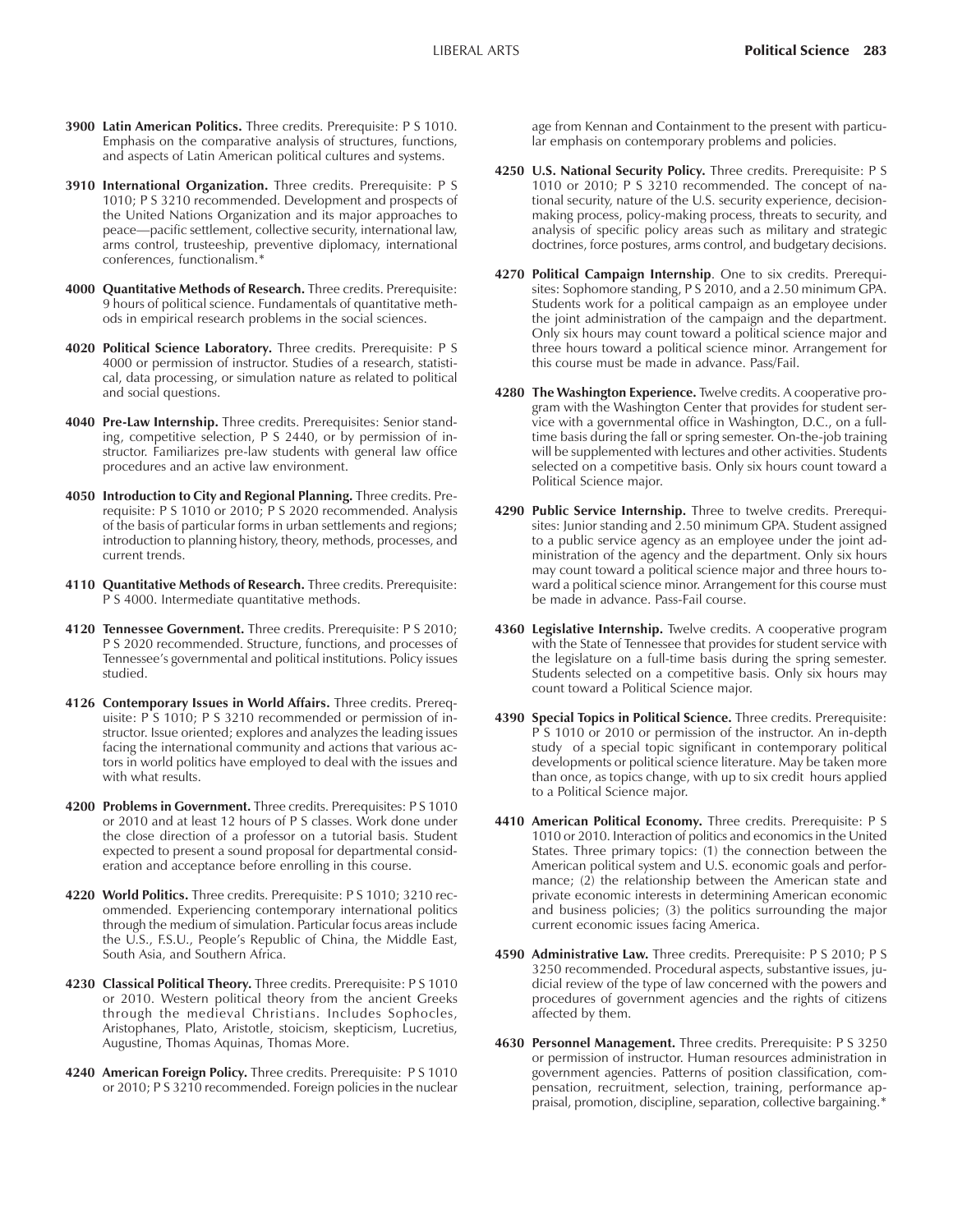**3900 Latin American Politics.** Three credits. Prerequisite: P S 1010. Emphasis on the comparative analysis of structures, functions, and aspects of Latin American political cultures and systems.

**3910 International Organization.** Three credits. Prerequisite: P S 1010; P S 3210 recommended. Development and prospects of the United Nations Organization and its major approaches to peace—pacific settlement, collective security, international law, arms control, trusteeship, preventive diplomacy, international conferences, functionalism.*

**4000 Quantitative Methods of Research.** Three credits. Prerequisite: 9 hours of political science. Fundamentals of quantitative methods in empirical research problems in the social sciences.

**4020 Political Science Laboratory.** Three credits. Prerequisite: P S 4000 or permission of instructor. Studies of a research, statistical, data processing, or simulation nature as related to political and social questions.

**4040 Pre-Law Internship.** Three credits. Prerequisites: Senior standing, competitive selection, P S 2440, or by permission of instructor. Familiarizes pre-law students with general law office procedures and an active law environment.

**4050 Introduction to City and Regional Planning.** Three credits. Prerequisite: P S 1010 or 2010; P S 2020 recommended. Analysis of the basis of particular forms in urban settlements and regions; introduction to planning history, theory, methods, processes, and current trends.

**4110 Quantitative Methods of Research.** Three credits. Prerequisite: P S 4000. Intermediate quantitative methods.

**4120 Tennessee Government.** Three credits. Prerequisite: P S 2010; P S 2020 recommended. Structure, functions, and processes of Tennessee's governmental and political institutions. Policy issues studied.

**4126 Contemporary Issues in World Affairs.** Three credits. Prerequisite: P S 1010; P S 3210 recommended or permission of instructor. Issue oriented; explores and analyzes the leading issues facing the international community and actions that various actors in world politics have employed to deal with the issues and with what results.

**4200 Problems in Government.** Three credits. Prerequisites: P S 1010 or 2010 and at least 12 hours of P S classes. Work done under the close direction of a professor on a tutorial basis. Student expected to present a sound proposal for departmental consideration and acceptance before enrolling in this course.

**4220 World Politics.** Three credits. Prerequisite: P S 1010; 3210 recommended. Experiencing contemporary international politics through the medium of simulation. Particular focus areas include the U.S., F.S.U., People's Republic of China, the Middle East, South Asia, and Southern Africa.

**4230 Classical Political Theory.** Three credits. Prerequisite: P S 1010 or 2010. Western political theory from the ancient Greeks through the medieval Christians. Includes Sophocles, Aristophanes, Plato, Aristotle, stoicism, skepticism, Lucretius, Augustine, Thomas Aquinas, Thomas More.

**4240 American Foreign Policy.** Three credits. Prerequisite: P S 1010 or 2010; P S 3210 recommended. Foreign policies in the nuclear age from Kennan and Containment to the present with particular emphasis on contemporary problems and policies.

**4250 U.S. National Security Policy.** Three credits. Prerequisite: P S 1010 or 2010; P S 3210 recommended. The concept of national security, nature of the U.S. security experience, decision-making process, policy-making process, threats to security, and analysis of specific policy areas such as military and strategic doctrines, force postures, arms control, and budgetary decisions.

**4270 Political Campaign Internship**. One to six credits. Prerequisites: Sophomore standing, P S 2010, and a 2.50 minimum GPA. Students work for a political campaign as an employee under the joint administration of the campaign and the department. Only six hours may count toward a political science major and three hours toward a political science minor. Arrangement for this course must be made in advance. Pass/Fail.

**4280 The Washington Experience.** Twelve credits. A cooperative program with the Washington Center that provides for student service with a governmental office in Washington, D.C., on a full-time basis during the fall or spring semester. On-the-job training will be supplemented with lectures and other activities. Students selected on a competitive basis. Only six hours count toward a Political Science major.

**4290 Public Service Internship.** Three to twelve credits. Prerequisites: Junior standing and 2.50 minimum GPA. Student assigned to a public service agency as an employee under the joint administration of the agency and the department. Only six hours may count toward a political science major and three hours toward a political science minor. Arrangement for this course must be made in advance. Pass-Fail course.

**4360 Legislative Internship.** Twelve credits. A cooperative program with the State of Tennessee that provides for student service with the legislature on a full-time basis during the spring semester. Students selected on a competitive basis. Only six hours may count toward a Political Science major.

**4390 Special Topics in Political Science.** Three credits. Prerequisite: P S 1010 or 2010 or permission of the instructor. An in-depth study of a special topic significant in contemporary political developments or political science literature. May be taken more than once, as topics change, with up to six credit hours applied to a Political Science major.

**4410 American Political Economy.** Three credits. Prerequisite: P S 1010 or 2010. Interaction of politics and economics in the United States. Three primary topics: (1) the connection between the American political system and U.S. economic goals and performance; (2) the relationship between the American state and private economic interests in determining American economic and business policies; (3) the politics surrounding the major current economic issues facing America.

**4590 Administrative Law.** Three credits. Prerequisite: P S 2010; P S 3250 recommended. Procedural aspects, substantive issues, judicial review of the type of law concerned with the powers and procedures of government agencies and the rights of citizens affected by them.

**4630 Personnel Management.** Three credits. Prerequisite: P S 3250 or permission of instructor. Human resources administration in government agencies. Patterns of position classification, compensation, recruitment, selection, training, performance appraisal, promotion, discipline, separation, collective bargaining.*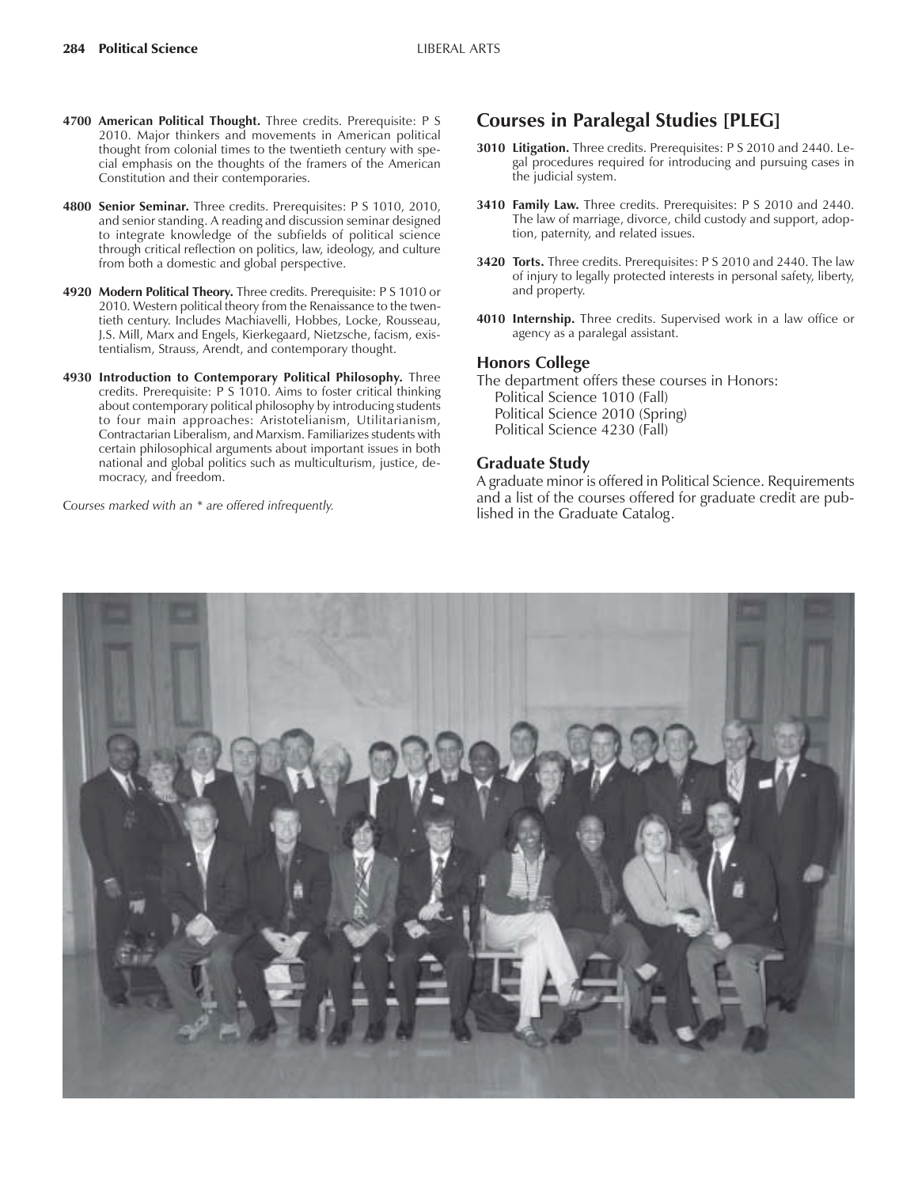**4700 American Political Thought.** Three credits. Prerequisite: P S 2010. Major thinkers and movements in American political thought from colonial times to the twentieth century with special emphasis on the thoughts of the framers of the American Constitution and their contemporaries.

**4800 Senior Seminar.** Three credits. Prerequisites: P S 1010, 2010, and senior standing. A reading and discussion seminar designed to integrate knowledge of the subfields of political science through critical reflection on politics, law, ideology, and culture from both a domestic and global perspective.

**4920 Modern Political Theory.** Three credits. Prerequisite: P S 1010 or 2010. Western political theory from the Renaissance to the twentieth century. Includes Machiavelli, Hobbes, Locke, Rousseau, J.S. Mill, Marx and Engels, Kierkegaard, Nietzsche, facism, existentialism, Strauss, Arendt, and contemporary thought.

**4930 Introduction to Contemporary Political Philosophy.** Three credits. Prerequisite: P S 1010. Aims to foster critical thinking about contemporary political philosophy by introducing students to four main approaches: Aristotelianism, Utilitarianism, Contractarian Liberalism, and Marxism. Familiarizes students with certain philosophical arguments about important issues in both national and global politics such as multiculturism, justice, democracy, and freedom.

*Courses marked with an * are offered infrequently.*

## Courses in Paralegal Studies [PLEG]

**3010 Litigation.** Three credits. Prerequisites: P S 2010 and 2440. Legal procedures required for introducing and pursuing cases in the judicial system.

**3410 Family Law.** Three credits. Prerequisites: P S 2010 and 2440. The law of marriage, divorce, child custody and support, adoption, paternity, and related issues.

**3420 Torts.** Three credits. Prerequisites: P S 2010 and 2440. The law of injury to legally protected interests in personal safety, liberty, and property.

**4010 Internship.** Three credits. Supervised work in a law office or agency as a paralegal assistant.

### Honors College

The department offers these courses in Honors:

Political Science 1010 (Fall)
Political Science 2010 (Spring)
Political Science 4230 (Fall)

### Graduate Study

A graduate minor is offered in Political Science. Requirements and a list of the courses offered for graduate credit are published in the Graduate Catalog.